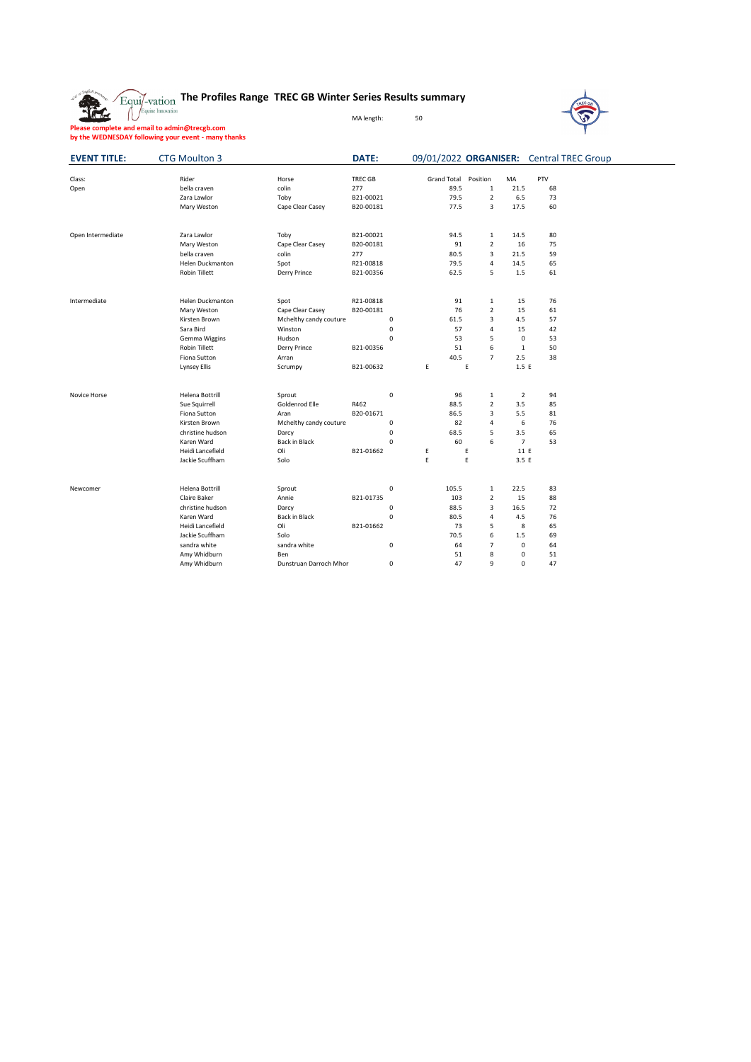# The Profiles Range TREC GB Winter Series Results summary

MA length: 50

**Please complete and email to admin@trecgb.com by the WEDNESDAY following your event - many thanks**

**EVENT TITLE:** CTG Moulton 3 **DATE:** 09/01/2022 **ORGANISER:** Central TREC Group

| Class: | Rider | Horse | TREC GB | | Grand Total | Position | MA | PTV |
|---|---|---|---|---|---|---|---|---|
| Open | bella craven | colin | 277 | | 89.5 | 1 | 21.5 | 68 |
| | Zara Lawlor | Toby | B21-00021 | | 79.5 | 2 | 6.5 | 73 |
| | Mary Weston | Cape Clear Casey | B20-00181 | | 77.5 | 3 | 17.5 | 60 |
| | | | | | | | | |
| Open Intermediate | Zara Lawlor | Toby | B21-00021 | | 94.5 | 1 | 14.5 | 80 |
| | Mary Weston | Cape Clear Casey | B20-00181 | | 91 | 2 | 16 | 75 |
| | bella craven | colin | 277 | | 80.5 | 3 | 21.5 | 59 |
| | Helen Duckmanton | Spot | R21-00818 | | 79.5 | 4 | 14.5 | 65 |
| | Robin Tillett | Derry Prince | B21-00356 | | 62.5 | 5 | 1.5 | 61 |
| | | | | | | | | |
| Intermediate | Helen Duckmanton | Spot | R21-00818 | | 91 | 1 | 15 | 76 |
| | Mary Weston | Cape Clear Casey | B20-00181 | | 76 | 2 | 15 | 61 |
| | Kirsten Brown | Mchelthy candy couture | | 0 | 61.5 | 3 | 4.5 | 57 |
| | Sara Bird | Winston | | 0 | 57 | 4 | 15 | 42 |
| | Gemma Wiggins | Hudson | | 0 | 53 | 5 | 0 | 53 |
| | Robin Tillett | Derry Prince | B21-00356 | | 51 | 6 | 1 | 50 |
| | Fiona Sutton | Arran | | | 40.5 | 7 | 2.5 | 38 |
| | Lynsey Ellis | Scrumpy | B21-00632 | E | | E | 1.5 E | |
| | | | | | | | | |
| Novice Horse | Helena Bottrill | Sprout | | 0 | 96 | 1 | 2 | 94 |
| | Sue Squirrell | Goldenrod Elle | R462 | | 88.5 | 2 | 3.5 | 85 |
| | Fiona Sutton | Aran | B20-01671 | | 86.5 | 3 | 5.5 | 81 |
| | Kirsten Brown | Mchelthy candy couture | | 0 | 82 | 4 | 6 | 76 |
| | christine hudson | Darcy | | 0 | 68.5 | 5 | 3.5 | 65 |
| | Karen Ward | Back in Black | | 0 | 60 | 6 | 7 | 53 |
| | Heidi Lancefield | Oli | B21-01662 | E | | E | 11 E | |
| | Jackie Scuffham | Solo | | E | | E | 3.5 E | |
| | | | | | | | | |
| Newcomer | Helena Bottrill | Sprout | | 0 | 105.5 | 1 | 22.5 | 83 |
| | Claire Baker | Annie | B21-01735 | | 103 | 2 | 15 | 88 |
| | christine hudson | Darcy | | 0 | 88.5 | 3 | 16.5 | 72 |
| | Karen Ward | Back in Black | | 0 | 80.5 | 4 | 4.5 | 76 |
| | Heidi Lancefield | Oli | B21-01662 | | 73 | 5 | 8 | 65 |
| | Jackie Scuffham | Solo | | | 70.5 | 6 | 1.5 | 69 |
| | sandra white | sandra white | | 0 | 64 | 7 | 0 | 64 |
| | Amy Whidburn | Ben | | | 51 | 8 | 0 | 51 |
| | Amy Whidburn | Dunstruan Darroch Mhor | | 0 | 47 | 9 | 0 | 47 |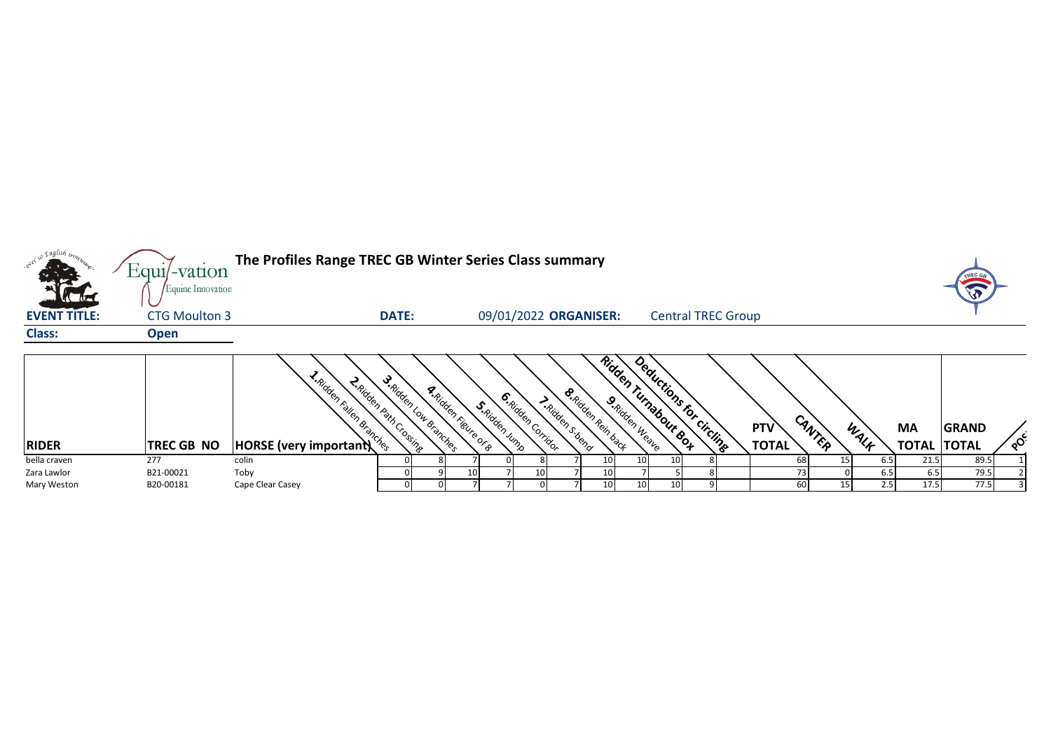# The Profiles Range TREC GB Winter Series Class summary

**EVENT TITLE:** CTG Moulton 3 **DATE:** 09/01/2022 **ORGANISER:** Central TREC Group

**Class:** Open

| RIDER | TREC GB NO | HORSE (very important) | 1.Ridden Fallen Branches | 2.Ridden Path Crossing | 3.Ridden Low Branches | 4.Ridden Figure of 8 | 5.Ridden Jump | 6.Ridden Corridor | 7.Ridden S-bend | 8.Ridden Rein back | 9.Ridden Weave | Ridden Turnabout Box | Deductions for circling | PTV TOTAL | CANTER | WALK | MA TOTAL | GRAND TOTAL | POS |
|---|---|---|---|---|---|---|---|---|---|---|---|---|---|---|---|---|---|---|---|
| bella craven | 277 | colin | 0 | 8 | 7 | 0 | 8 | 7 | 10 | 10 | 10 | 8 | | 68 | 15 | 6.5 | 21.5 | 89.5 | 1 |
| Zara Lawlor | B21-00021 | Toby | 0 | 9 | 10 | 7 | 10 | 7 | 10 | 7 | 5 | 8 | | 73 | 0 | 6.5 | 6.5 | 79.5 | 2 |
| Mary Weston | B20-00181 | Cape Clear Casey | 0 | 0 | 7 | 7 | 0 | 7 | 10 | 10 | 10 | 9 | | 60 | 15 | 2.5 | 17.5 | 77.5 | 3 |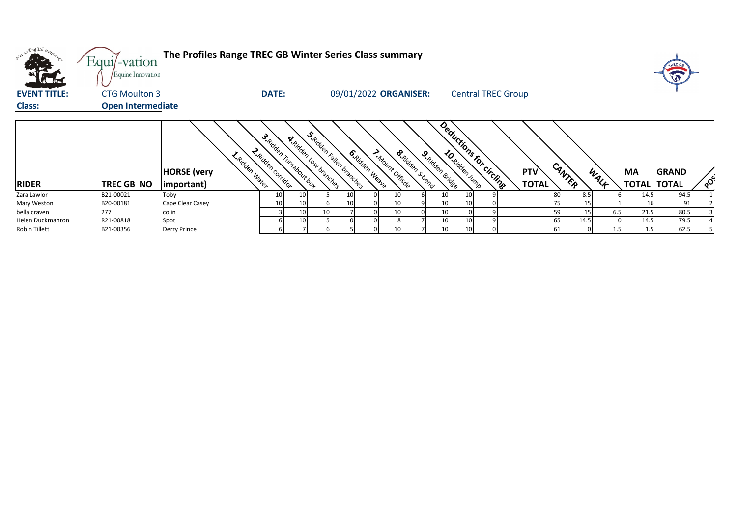# The Profiles Range TREC GB Winter Series Class summary

**EVENT TITLE:** CTG Moulton 3 **DATE:** 09/01/2022 **ORGANISER:** Central TREC Group

**Class:** **Open Intermediate**

| RIDER | TREC GB NO | HORSE (very important) | 1.Ridden Water | 2.Ridden corridor | 3.Ridden Turnabout box | 4.Ridden Low branches | 5.Ridden Fallen branches | 6.Ridden Weave | 7.Mount Offside | 8.Ridden S-bend | 9.Ridden Bridge | 10.Ridden Jump | Deductions for circling | PTV TOTAL | CANTER | WALK | MA TOTAL | GRAND TOTAL | POS |
|---|---|---|---|---|---|---|---|---|---|---|---|---|---|---|---|---|---|---|---|
| Zara Lawlor | B21-00021 | Toby | 10 | 10 | 5 | 10 | 0 | 10 | 6 | 10 | 10 | 9 | | 80 | 8.5 | 6 | 14.5 | 94.5 | 1 |
| Mary Weston | B20-00181 | Cape Clear Casey | 10 | 10 | 6 | 10 | 0 | 10 | 9 | 10 | 10 | 0 | | 75 | 15 | 1 | 16 | 91 | 2 |
| bella craven | 277 | colin | 3 | 10 | 10 | 7 | 0 | 10 | 0 | 10 | 0 | 9 | | 59 | 15 | 6.5 | 21.5 | 80.5 | 3 |
| Helen Duckmanton | R21-00818 | Spot | 6 | 10 | 5 | 0 | 0 | 8 | 7 | 10 | 10 | 9 | | 65 | 14.5 | 0 | 14.5 | 79.5 | 4 |
| Robin Tillett | B21-00356 | Derry Prince | 6 | 7 | 6 | 5 | 0 | 10 | 7 | 10 | 10 | 0 | | 61 | 0 | 1.5 | 1.5 | 62.5 | 5 |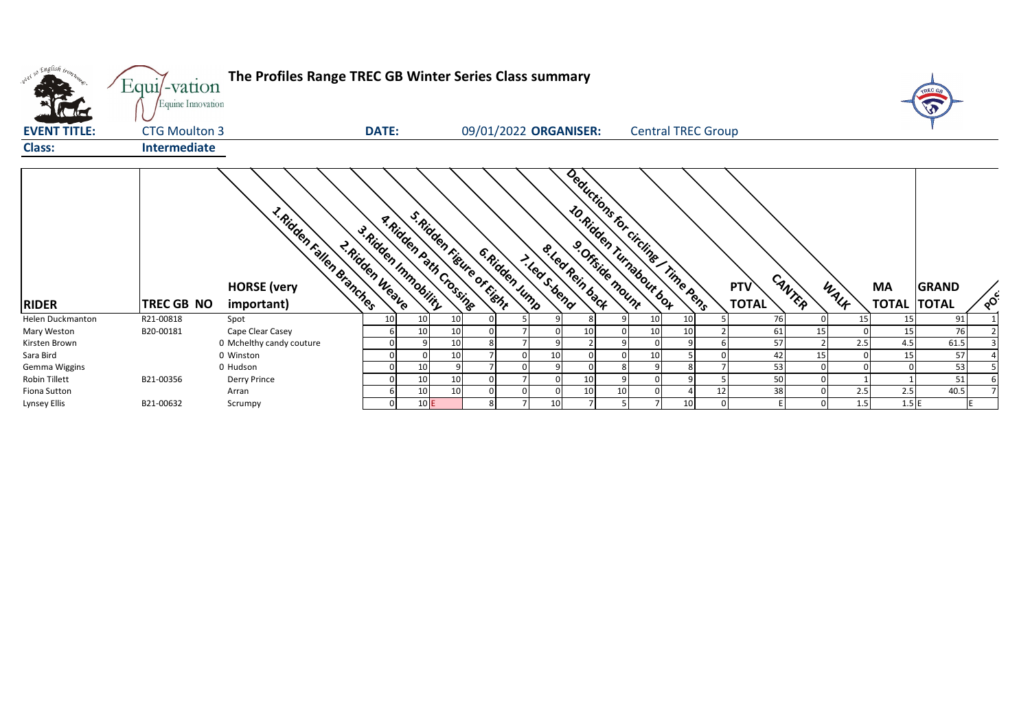# The Profiles Range TREC GB Winter Series Class summary

**EVENT TITLE:** CTG Moulton 3 **DATE:** 09/01/2022 **ORGANISER:** Central TREC Group

**Class:** Intermediate

| RIDER | TREC GB NO | HORSE (very important) | 1.Ridden Fallen Branches | 2.Ridden Weave | 3.Ridden Immobility | 4.Ridden Path Crossing | 5.Ridden Figure of Eight | 6.Ridden Jump | 7.Led S-bend | 8.Led Rein back | 9.Offside mount | 10.Ridden Turnabout box | Deductions for circling / Time Pens | PTV TOTAL | CANTER | WALK | MA TOTAL | GRAND TOTAL | POS |
|---|---|---|---|---|---|---|---|---|---|---|---|---|---|---|---|---|---|---|---|
| Helen Duckmanton | R21-00818 | Spot | 10 | 10 | 10 | 0 | 5 | 9 | 8 | 9 | 10 | 10 | 5 | 76 | 0 | 15 | 15 | 91 | 1 |
| Mary Weston | B20-00181 | Cape Clear Casey | 6 | 10 | 10 | 0 | 7 | 0 | 10 | 0 | 10 | 10 | 2 | 61 | 15 | 0 | 15 | 76 | 2 |
| Kirsten Brown | | 0 Mchelthy candy couture | 0 | 9 | 10 | 8 | 7 | 9 | 2 | 9 | 0 | 9 | 6 | 57 | 2 | 2.5 | 4.5 | 61.5 | 3 |
| Sara Bird | | 0 Winston | 0 | 0 | 10 | 7 | 0 | 10 | 0 | 0 | 10 | 5 | 0 | 42 | 15 | 0 | 15 | 57 | 4 |
| Gemma Wiggins | | 0 Hudson | 0 | 10 | 9 | 7 | 0 | 9 | 0 | 8 | 9 | 8 | 7 | 53 | 0 | 0 | 0 | 53 | 5 |
| Robin Tillett | B21-00356 | Derry Prince | 0 | 10 | 10 | 0 | 7 | 0 | 10 | 9 | 0 | 9 | 5 | 50 | 0 | 1 | 1 | 51 | 6 |
| Fiona Sutton | | Arran | 6 | 10 | 10 | 0 | 0 | 0 | 10 | 10 | 0 | 4 | 12 | 38 | 0 | 2.5 | 2.5 | 40.5 | 7 |
| Lynsey Ellis | B21-00632 | Scrumpy | 0 | 10 | E | 8 | 7 | 10 | 7 | 5 | 7 | 10 | 0 | E | 0 | 1.5 | 1.5 | E | E |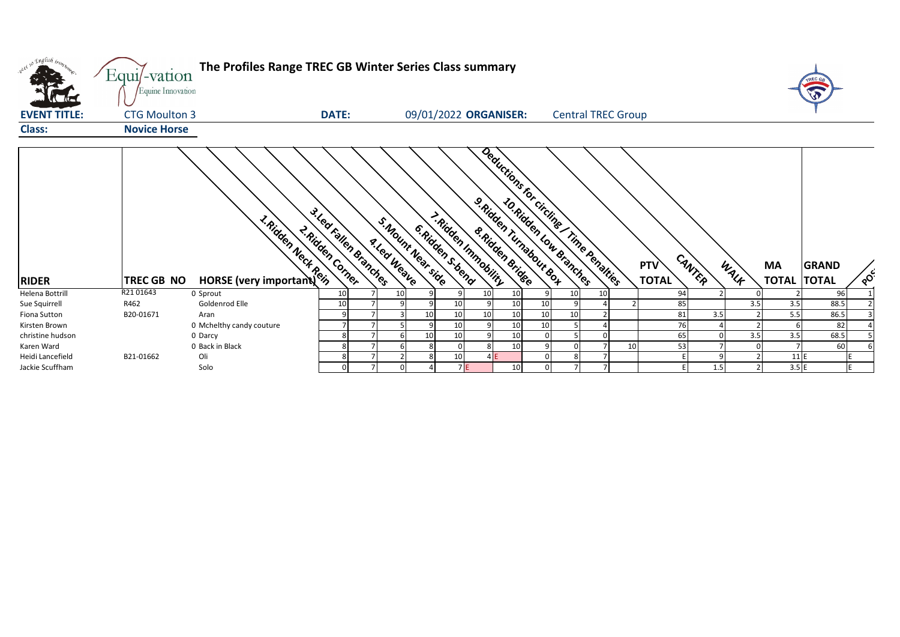# The Profiles Range TREC GB Winter Series Class summary

**EVENT TITLE:** CTG Moulton 3 **DATE:** 09/01/2022 **ORGANISER:** Central TREC Group

**Class:** Novice Horse

| RIDER | TREC GB NO | HORSE (very important) | 1.Ridden Neck Rein | 2.Ridden Corner | 3.Led Fallen Branches | 4.Led Weave | 5.Mount Near side | 6.Ridden S-bend | 7.Ridden Immobility | 8.Ridden Bridge | 9.Ridden Turnabout Box | 10.Ridden Low Branches | Deductions for circling / Time Penalties | PTV TOTAL | CANTER | WALK | MA TOTAL | GRAND TOTAL | POS |
|---|---|---|---|---|---|---|---|---|---|---|---|---|---|---|---|---|---|---|---|
| Helena Bottrill | R21 01643 | 0 Sprout | 10 | 7 | 10 | 9 | 9 | 10 | 10 | 9 | 10 | 10 | | 94 | 2 | 0 | 2 | 96 | 1 |
| Sue Squirrell | R462 | Goldenrod Elle | 10 | 7 | 9 | 9 | 10 | 9 | 10 | 10 | 9 | 4 | 2 | 85 | | 3.5 | 3.5 | 88.5 | 2 |
| Fiona Sutton | B20-01671 | Aran | 9 | 7 | 3 | 10 | 10 | 10 | 10 | 10 | 10 | 2 | | 81 | 3.5 | 2 | 5.5 | 86.5 | 3 |
| Kirsten Brown | | 0 Mchelthy candy couture | 7 | 7 | 5 | 9 | 10 | 9 | 10 | 10 | 5 | 4 | | 76 | 4 | 2 | 6 | 82 | 4 |
| christine hudson | | 0 Darcy | 8 | 7 | 6 | 10 | 10 | 9 | 10 | 0 | 5 | 0 | | 65 | 0 | 3.5 | 3.5 | 68.5 | 5 |
| Karen Ward | | 0 Back in Black | 8 | 7 | 6 | 8 | 0 | 8 | 10 | 9 | 0 | 7 | 10 | 53 | 7 | 0 | 7 | 60 | 6 |
| Heidi Lancefield | B21-01662 | Oli | 8 | 7 | 2 | 8 | 10 | 4 | E | 0 | 8 | 7 | | E | 9 | 2 | 11 | E | E |
| Jackie Scuffham | | Solo | 0 | 7 | 0 | 4 | 7 | E | 10 | 0 | 7 | 7 | | E | 1.5 | 2 | 3.5 | E | E |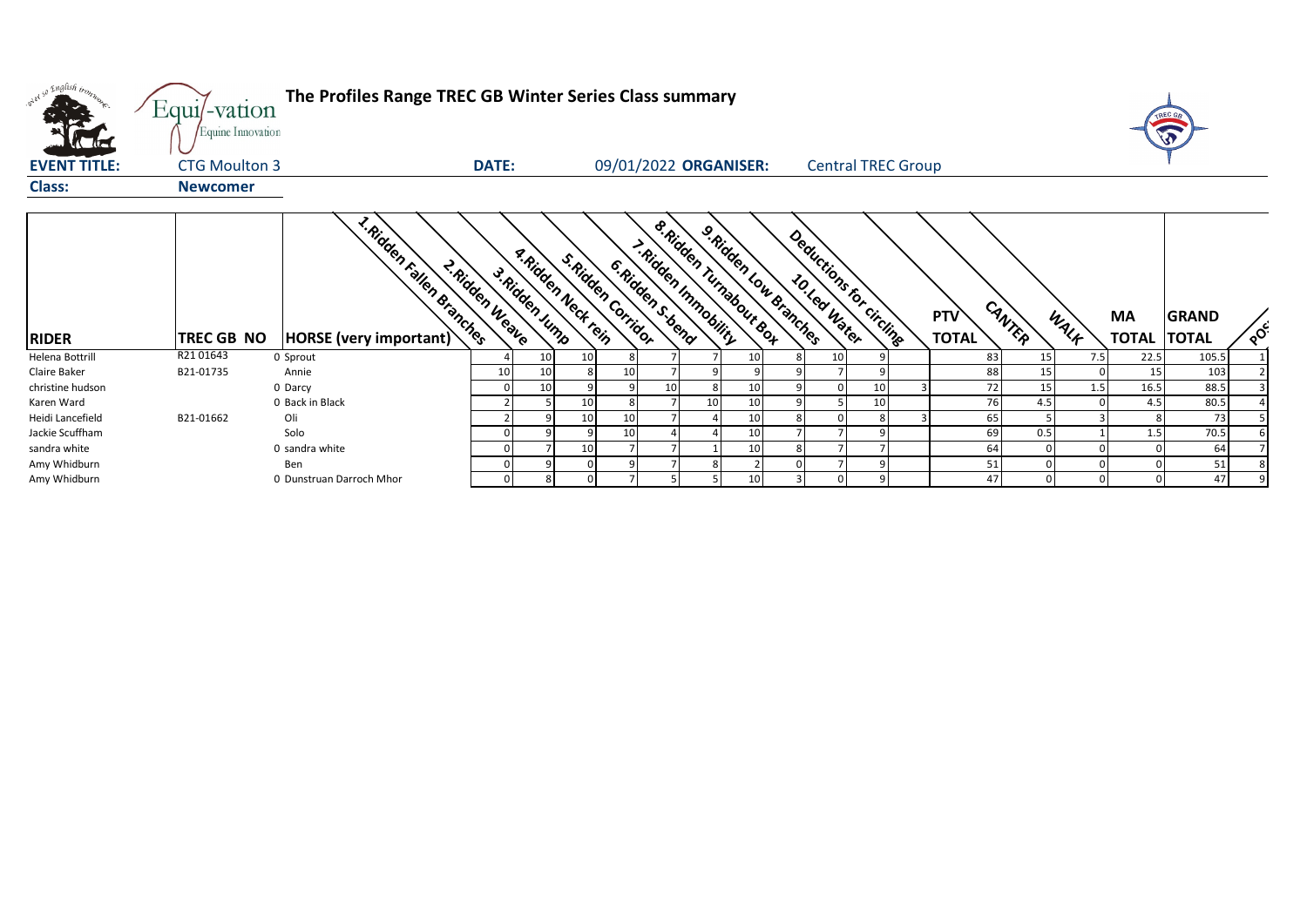# The Profiles Range TREC GB Winter Series Class summary

**EVENT TITLE:** CTG Moulton 3 **DATE:** 09/01/2022 **ORGANISER:** Central TREC Group

**Class:** Newcomer

| RIDER | TREC GB NO | HORSE (very important) | 1.Ridden Fallen Branches | 2.Ridden Weave | 3.Ridden Jump | 4.Ridden Neck rein | 5.Ridden Corridor | 6.Ridden S-bend | 7.Ridden Immobility | 8.Ridden Turnabout Box | 9.Ridden Low Branches | 10.Led Water | Deductions for circling | PTV TOTAL | CANTER | WALK | MA TOTAL | GRAND TOTAL | POS |
|---|---|---|---|---|---|---|---|---|---|---|---|---|---|---|---|---|---|---|---|
| Helena Bottrill | R21 01643 | 0 Sprout | 4 | 10 | 10 | 8 | 7 | 7 | 10 | 8 | 10 | 9 | | 83 | 15 | 7.5 | 22.5 | 105.5 | 1 |
| Claire Baker | B21-01735 | Annie | 10 | 10 | 8 | 10 | 7 | 9 | 9 | 9 | 7 | 9 | | 88 | 15 | 0 | 15 | 103 | 2 |
| christine hudson | | 0 Darcy | 0 | 10 | 9 | 9 | 10 | 8 | 10 | 9 | 0 | 10 | 3 | 72 | 15 | 1.5 | 16.5 | 88.5 | 3 |
| Karen Ward | | 0 Back in Black | 2 | 5 | 10 | 8 | 7 | 10 | 10 | 9 | 5 | 10 | | 76 | 4.5 | 0 | 4.5 | 80.5 | 4 |
| Heidi Lancefield | B21-01662 | Oli | 2 | 9 | 10 | 10 | 7 | 4 | 10 | 8 | 0 | 8 | 3 | 65 | 5 | 3 | 8 | 73 | 5 |
| Jackie Scuffham | | Solo | 0 | 9 | 9 | 10 | 4 | 4 | 10 | 7 | 7 | 9 | | 69 | 0.5 | 1 | 1.5 | 70.5 | 6 |
| sandra white | | 0 sandra white | 0 | 7 | 10 | 7 | 7 | 1 | 10 | 8 | 7 | 7 | | 64 | 0 | 0 | 0 | 64 | 7 |
| Amy Whidburn | | Ben | 0 | 9 | 0 | 9 | 7 | 8 | 2 | 0 | 7 | 9 | | 51 | 0 | 0 | 0 | 51 | 8 |
| Amy Whidburn | | 0 Dunstruan Darroch Mhor | 0 | 8 | 0 | 7 | 5 | 5 | 10 | 3 | 0 | 9 | | 47 | 0 | 0 | 0 | 47 | 9 |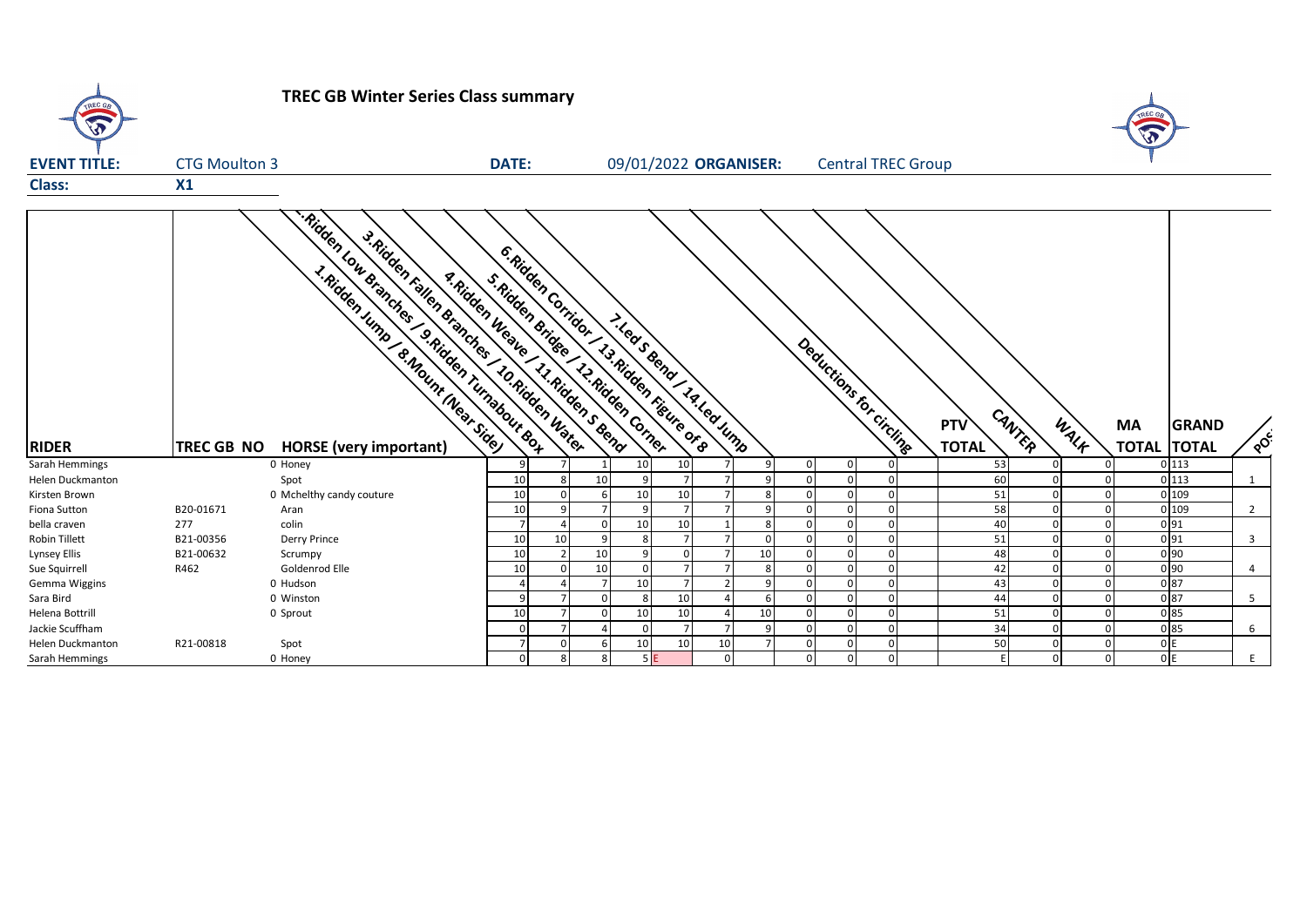# TREC GB Winter Series Class summary

**EVENT TITLE:** CTG Moulton 3 **DATE:** 09/01/2022 **ORGANISER:** Central TREC Group

**Class:** X1

| RIDER | TREC GB NO | HORSE (very important) | 1.Ridden Jump / 8.Mount (Near Side) | .Ridden Low Branches / 9.Ridden Turnabout Box | 3.Ridden Fallen Branches / 10.Ridden Water | 4.Ridden Weave / 11.Ridden S Bend | 5.Ridden Bridge / 12.Ridden Corner | 6.Ridden Corridor / 13.Ridden Figure of 8 | 7.Led S Bend / 14.Led Jump | | | Deductions for circling | PTV TOTAL | CANTER | WALK | MA TOTAL | GRAND TOTAL | POS |
|---|---|---|---|---|---|---|---|---|---|---|---|---|---|---|---|---|---|---|
| Sarah Hemmings | | 0 Honey | 9 | 7 | 1 | 10 | 10 | 7 | 9 | 0 | 0 | 0 | 53 | 0 | 0 | 0 | 113 | |
| Helen Duckmanton | | Spot | 10 | 8 | 10 | 9 | 7 | 7 | 9 | 0 | 0 | 0 | 60 | 0 | 0 | 0 | 113 | 1 |
| Kirsten Brown | | 0 Mchelthy candy couture | 10 | 0 | 6 | 10 | 10 | 7 | 8 | 0 | 0 | 0 | 51 | 0 | 0 | 0 | 109 | |
| Fiona Sutton | B20-01671 | Aran | 10 | 9 | 7 | 9 | 7 | 7 | 9 | 0 | 0 | 0 | 58 | 0 | 0 | 0 | 109 | 2 |
| bella craven | 277 | colin | 7 | 4 | 0 | 10 | 10 | 1 | 8 | 0 | 0 | 0 | 40 | 0 | 0 | 0 | 91 | |
| Robin Tillett | B21-00356 | Derry Prince | 10 | 10 | 9 | 8 | 7 | 7 | 0 | 0 | 0 | 0 | 51 | 0 | 0 | 0 | 91 | 3 |
| Lynsey Ellis | B21-00632 | Scrumpy | 10 | 2 | 10 | 9 | 0 | 7 | 10 | 0 | 0 | 0 | 48 | 0 | 0 | 0 | 90 | |
| Sue Squirrell | R462 | Goldenrod Elle | 10 | 0 | 10 | 0 | 7 | 7 | 8 | 0 | 0 | 0 | 42 | 0 | 0 | 0 | 90 | 4 |
| Gemma Wiggins | | 0 Hudson | 4 | 4 | 7 | 10 | 7 | 2 | 9 | 0 | 0 | 0 | 43 | 0 | 0 | 0 | 87 | |
| Sara Bird | | 0 Winston | 9 | 7 | 0 | 8 | 10 | 4 | 6 | 0 | 0 | 0 | 44 | 0 | 0 | 0 | 87 | 5 |
| Helena Bottrill | | 0 Sprout | 10 | 7 | 0 | 10 | 10 | 4 | 10 | 0 | 0 | 0 | 51 | 0 | 0 | 0 | 85 | |
| Jackie Scuffham | | | 0 | 7 | 4 | 0 | 7 | 7 | 9 | 0 | 0 | 0 | 34 | 0 | 0 | 0 | 85 | 6 |
| Helen Duckmanton | R21-00818 | Spot | 7 | 0 | 6 | 10 | 10 | 10 | 7 | 0 | 0 | 0 | 50 | 0 | 0 | 0 | E | |
| Sarah Hemmings | | 0 Honey | 0 | 8 | 8 | 5 | E | 0 | | 0 | 0 | 0 | E | 0 | 0 | 0 | E | E |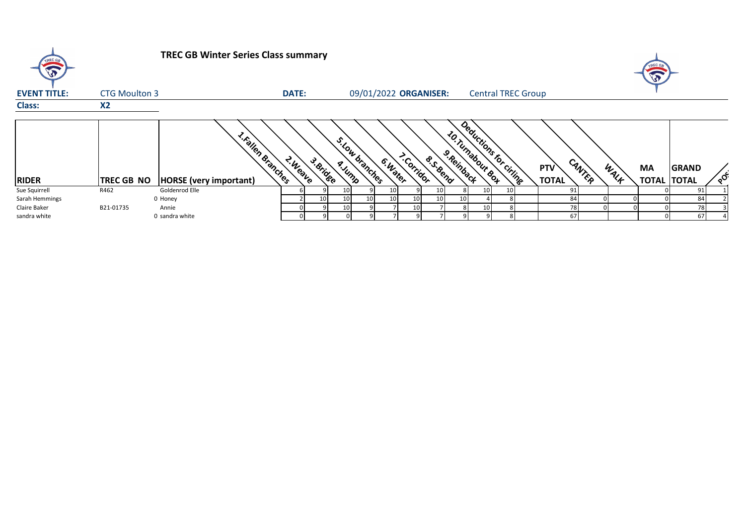**TREC GB Winter Series Class summary**

**EVENT TITLE:** CTG Moulton 3 **DATE:** 09/01/2022 **ORGANISER:** Central TREC Group

**Class:** X2

| RIDER | TREC GB NO | HORSE (very important) | 1.Fallen Branches | 2.Weave | 3.Bridge | 4.Jump | 5.Low branches | 6.Water | 7.Corridor | 8.S-Bend | 9.Reinback | 10.Turnabout Box | Deductions for ciriling | PTV TOTAL | CANTER | WALK | MA TOTAL | GRAND TOTAL | POS |
|---|---|---|---|---|---|---|---|---|---|---|---|---|---|---|---|---|---|---|---|
| Sue Squirrell | R462 | Goldenrod Elle | 6 | 9 | 10 | 9 | 10 | 9 | 10 | 8 | 10 | 10 | | 91 | | | 0 | 91 | 1 |
| Sarah Hemmings | 0 | Honey | 2 | 10 | 10 | 10 | 10 | 10 | 10 | 10 | 4 | 8 | | 84 | 0 | 0 | 0 | 84 | 2 |
| Claire Baker | B21-01735 | Annie | 0 | 9 | 10 | 9 | 7 | 10 | 7 | 8 | 10 | 8 | | 78 | 0 | 0 | 0 | 78 | 3 |
| sandra white | 0 | sandra white | 0 | 9 | 0 | 9 | 7 | 9 | 7 | 9 | 9 | 8 | | 67 | | | 0 | 67 | 4 |